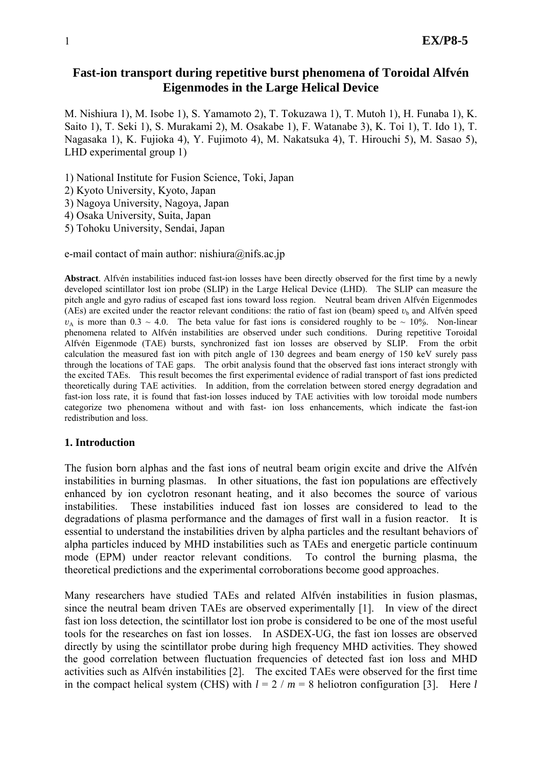# Fast-ion transport during repetitive burst phenomena of Toroidal Alfvén Eigenmodes in the Large Helical Device

M. Nishiura 1), M. Isobe 1), S. Yamamoto 2), T. Tokuzawa 1), T. Mutoh 1), H. Funaba 1), K. Saito 1), T. Seki 1), S. Murakami 2), M. Osakabe 1), F. Watanabe 3), K. Toi 1), T. Ido 1), T. Nagasaka 1), K. Fujioka 4), Y. Fujimoto 4), M. Nakatsuka 4), T. Hirouchi 5), M. Sasao 5), LHD experimental group 1)

1) National Institute for Fusion Science, Toki, Japan
2) Kyoto University, Kyoto, Japan
3) Nagoya University, Nagoya, Japan
4) Osaka University, Suita, Japan
5) Tohoku University, Sendai, Japan

e-mail contact of main author: nishiura@nifs.ac.jp

**Abstract**. Alfvén instabilities induced fast-ion losses have been directly observed for the first time by a newly developed scintillator lost ion probe (SLIP) in the Large Helical Device (LHD). The SLIP can measure the pitch angle and gyro radius of escaped fast ions toward loss region. Neutral beam driven Alfvén Eigenmodes (AEs) are excited under the reactor relevant conditions: the ratio of fast ion (beam) speed $\upsilon_b$ and Alfvén speed $\upsilon_A$ is more than 0.3 ~ 4.0. The beta value for fast ions is considered roughly to be ~ 10%. Non-linear phenomena related to Alfvén instabilities are observed under such conditions. During repetitive Toroidal Alfvén Eigenmode (TAE) bursts, synchronized fast ion losses are observed by SLIP. From the orbit calculation the measured fast ion with pitch angle of 130 degrees and beam energy of 150 keV surely pass through the locations of TAE gaps. The orbit analysis found that the observed fast ions interact strongly with the excited TAEs. This result becomes the first experimental evidence of radial transport of fast ions predicted theoretically during TAE activities. In addition, from the correlation between stored energy degradation and fast-ion loss rate, it is found that fast-ion losses induced by TAE activities with low toroidal mode numbers categorize two phenomena without and with fast- ion loss enhancements, which indicate the fast-ion redistribution and loss.

## 1. Introduction

The fusion born alphas and the fast ions of neutral beam origin excite and drive the Alfvén instabilities in burning plasmas. In other situations, the fast ion populations are effectively enhanced by ion cyclotron resonant heating, and it also becomes the source of various instabilities. These instabilities induced fast ion losses are considered to lead to the degradations of plasma performance and the damages of first wall in a fusion reactor. It is essential to understand the instabilities driven by alpha particles and the resultant behaviors of alpha particles induced by MHD instabilities such as TAEs and energetic particle continuum mode (EPM) under reactor relevant conditions. To control the burning plasma, the theoretical predictions and the experimental corroborations become good approaches.

Many researchers have studied TAEs and related Alfvén instabilities in fusion plasmas, since the neutral beam driven TAEs are observed experimentally [1]. In view of the direct fast ion loss detection, the scintillator lost ion probe is considered to be one of the most useful tools for the researches on fast ion losses. In ASDEX-UG, the fast ion losses are observed directly by using the scintillator probe during high frequency MHD activities. They showed the good correlation between fluctuation frequencies of detected fast ion loss and MHD activities such as Alfvén instabilities [2]. The excited TAEs were observed for the first time in the compact helical system (CHS) with $l = 2$ / $m = 8$ heliotron configuration [3]. Here $l$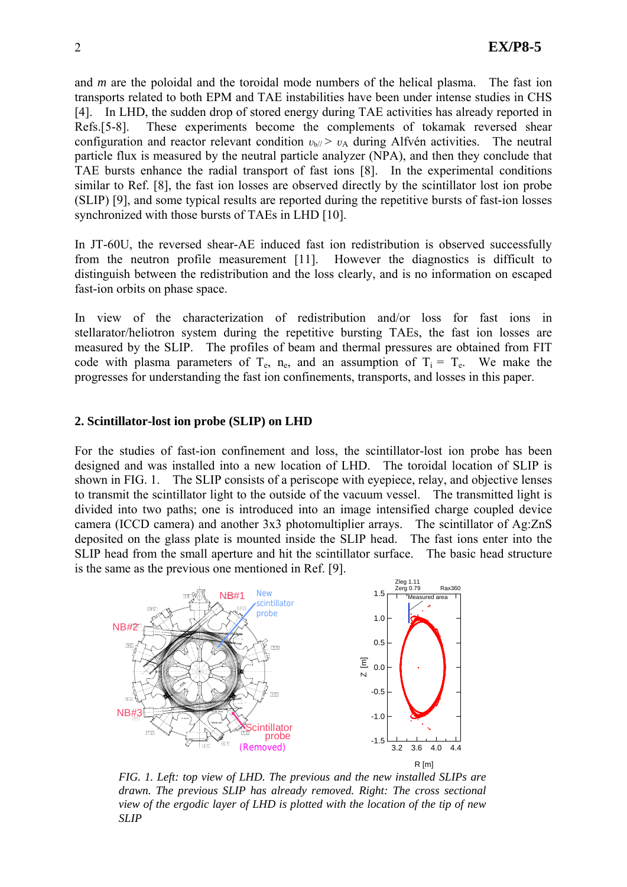and $m$ are the poloidal and the toroidal mode numbers of the helical plasma. The fast ion transports related to both EPM and TAE instabilities have been under intense studies in CHS [4]. In LHD, the sudden drop of stored energy during TAE activities has already reported in Refs.[5-8]. These experiments become the complements of tokamak reversed shear configuration and reactor relevant condition $\upsilon_{b//} > \upsilon_A$ during Alfvén activities. The neutral particle flux is measured by the neutral particle analyzer (NPA), and then they conclude that TAE bursts enhance the radial transport of fast ions [8]. In the experimental conditions similar to Ref. [8], the fast ion losses are observed directly by the scintillator lost ion probe (SLIP) [9], and some typical results are reported during the repetitive bursts of fast-ion losses synchronized with those bursts of TAEs in LHD [10].

In JT-60U, the reversed shear-AE induced fast ion redistribution is observed successfully from the neutron profile measurement [11]. However the diagnostics is difficult to distinguish between the redistribution and the loss clearly, and is no information on escaped fast-ion orbits on phase space.

In view of the characterization of redistribution and/or loss for fast ions in stellarator/heliotron system during the repetitive bursting TAEs, the fast ion losses are measured by the SLIP. The profiles of beam and thermal pressures are obtained from FIT code with plasma parameters of $T_e$, $n_e$, and an assumption of $T_i = T_e$. We make the progresses for understanding the fast ion confinements, transports, and losses in this paper.

## 2. Scintillator-lost ion probe (SLIP) on LHD

For the studies of fast-ion confinement and loss, the scintillator-lost ion probe has been designed and was installed into a new location of LHD. The toroidal location of SLIP is shown in FIG. 1. The SLIP consists of a periscope with eyepiece, relay, and objective lenses to transmit the scintillator light to the outside of the vacuum vessel. The transmitted light is divided into two paths; one is introduced into an image intensified charge coupled device camera (ICCD camera) and another 3x3 photomultiplier arrays. The scintillator of Ag:ZnS deposited on the glass plate is mounted inside the SLIP head. The fast ions enter into the SLIP head from the small aperture and hit the scintillator surface. The basic head structure is the same as the previous one mentioned in Ref. [9].

*FIG. 1. Left: top view of LHD. The previous and the new installed SLIPs are drawn. The previous SLIP has already removed. Right: The cross sectional view of the ergodic layer of LHD is plotted with the location of the tip of new SLIP*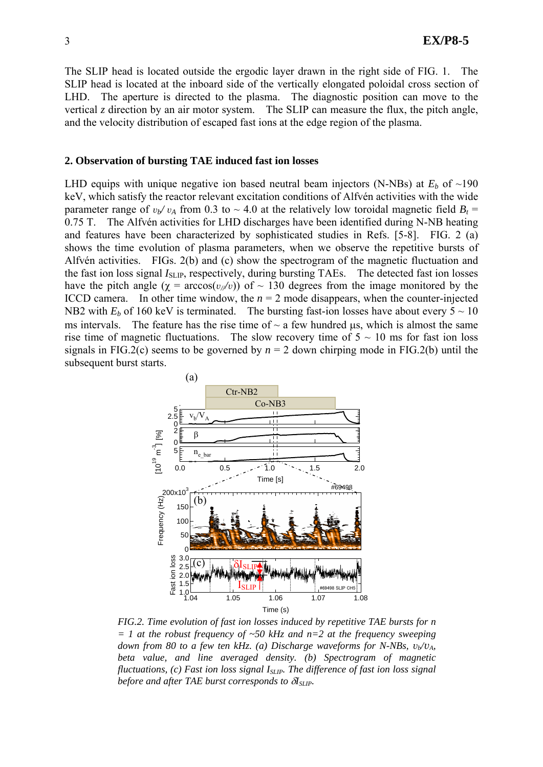The SLIP head is located outside the ergodic layer drawn in the right side of FIG. 1. The SLIP head is located at the inboard side of the vertically elongated poloidal cross section of LHD. The aperture is directed to the plasma. The diagnostic position can move to the vertical $z$ direction by an air motor system. The SLIP can measure the flux, the pitch angle, and the velocity distribution of escaped fast ions at the edge region of the plasma.

## 2. Observation of bursting TAE induced fast ion losses

LHD equips with unique negative ion based neutral beam injectors (N-NBs) at $E_b$ of ~190 keV, which satisfy the reactor relevant excitation conditions of Alfvén activities with the wide parameter range of $\upsilon_b/\upsilon_A$ from 0.3 to ~ 4.0 at the relatively low toroidal magnetic field $B_t$ = 0.75 T. The Alfvén activities for LHD discharges have been identified during N-NB heating and features have been characterized by sophisticated studies in Refs. [5-8]. FIG. 2 (a) shows the time evolution of plasma parameters, when we observe the repetitive bursts of Alfvén activities. FIGs. 2(b) and (c) show the spectrogram of the magnetic fluctuation and the fast ion loss signal $I_{SLIP}$, respectively, during bursting TAEs. The detected fast ion losses have the pitch angle ($\chi = \arccos(\upsilon_{//}/\upsilon)$) of ~ 130 degrees from the image monitored by the ICCD camera. In other time window, the $n$ = 2 mode disappears, when the counter-injected NB2 with $E_b$ of 160 keV is terminated. The bursting fast-ion losses have about every 5 ~ 10 ms intervals. The feature has the rise time of ~ a few hundred μs, which is almost the same rise time of magnetic fluctuations. The slow recovery time of 5 ~ 10 ms for fast ion loss signals in FIG.2(c) seems to be governed by $n$ = 2 down chirping mode in FIG.2(b) until the subsequent burst starts.

*FIG.2. Time evolution of fast ion losses induced by repetitive TAE bursts for $n$ = 1 at the robust frequency of ~50 kHz and $n$=2 at the frequency sweeping down from 80 to a few ten kHz. (a) Discharge waveforms for N-NBs, $\upsilon_b/\upsilon_A$, beta value, and line averaged density. (b) Spectrogram of magnetic fluctuations, (c) Fast ion loss signal $I_{SLIP}$. The difference of fast ion loss signal before and after TAE burst corresponds to $\delta I_{SLIP}$.*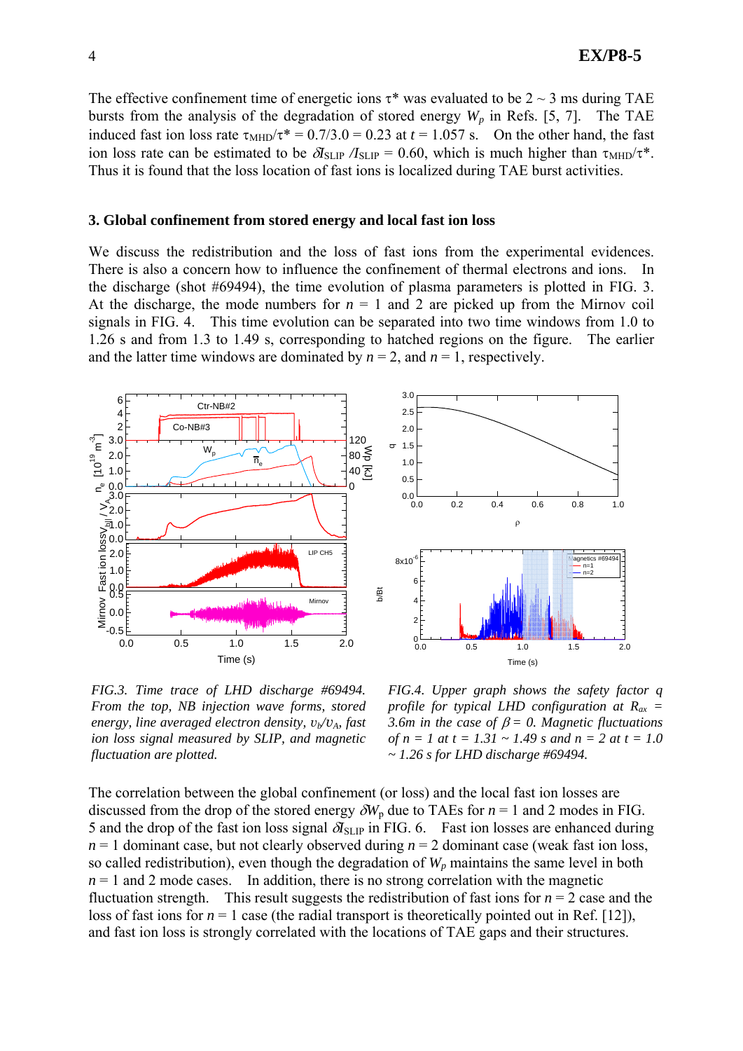The effective confinement time of energetic ions $\tau^*$ was evaluated to be 2 ~ 3 ms during TAE bursts from the analysis of the degradation of stored energy $W_p$ in Refs. [5, 7]. The TAE induced fast ion loss rate $\tau_{MHD}/\tau^* = 0.7/3.0 = 0.23$ at $t = 1.057$ s. On the other hand, the fast ion loss rate can be estimated to be $\delta I_{SLIP} / I_{SLIP} = 0.60$, which is much higher than $\tau_{MHD}/\tau^*$. Thus it is found that the loss location of fast ions is localized during TAE burst activities.

### 3. Global confinement from stored energy and local fast ion loss

We discuss the redistribution and the loss of fast ions from the experimental evidences. There is also a concern how to influence the confinement of thermal electrons and ions. In the discharge (shot #69494), the time evolution of plasma parameters is plotted in FIG. 3. At the discharge, the mode numbers for $n = 1$ and 2 are picked up from the Mirnov coil signals in FIG. 4. This time evolution can be separated into two time windows from 1.0 to 1.26 s and from 1.3 to 1.49 s, corresponding to hatched regions on the figure. The earlier and the latter time windows are dominated by $n = 2$, and $n = 1$, respectively.

*FIG.3. Time trace of LHD discharge #69494. From the top, NB injection wave forms, stored energy, line averaged electron density, $\upsilon_b/\upsilon_A$, fast ion loss signal measured by SLIP, and magnetic fluctuation are plotted.*

*FIG.4. Upper graph shows the safety factor $q$ profile for typical LHD configuration at $R_{ax}$ = 3.6m in the case of $\beta = 0$. Magnetic fluctuations of $n = 1$ at $t = 1.31$ ~ $1.49$ s and $n = 2$ at $t = 1.0$ ~ $1.26$ s for LHD discharge #69494.*

The correlation between the global confinement (or loss) and the local fast ion losses are discussed from the drop of the stored energy $\delta W_p$ due to TAEs for $n = 1$ and 2 modes in FIG. 5 and the drop of the fast ion loss signal $\delta I_{SLIP}$ in FIG. 6. Fast ion losses are enhanced during $n = 1$ dominant case, but not clearly observed during $n = 2$ dominant case (weak fast ion loss, so called redistribution), even though the degradation of $W_p$ maintains the same level in both $n = 1$ and 2 mode cases. In addition, there is no strong correlation with the magnetic fluctuation strength. This result suggests the redistribution of fast ions for $n = 2$ case and the loss of fast ions for $n = 1$ case (the radial transport is theoretically pointed out in Ref. [12]), and fast ion loss is strongly correlated with the locations of TAE gaps and their structures.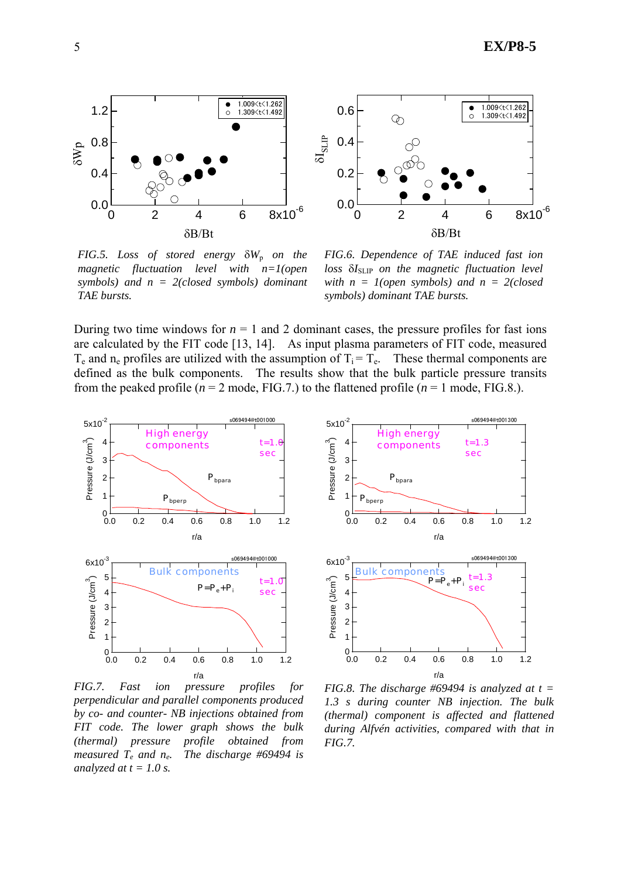*FIG.5. Loss of stored energy $\delta W_p$ on the magnetic fluctuation level with n=1(open symbols) and n = 2(closed symbols) dominant TAE bursts.*

*FIG.6. Dependence of TAE induced fast ion loss $\delta I_{SLIP}$ on the magnetic fluctuation level with n = 1(open symbols) and n = 2(closed symbols) dominant TAE bursts.*

During two time windows for $n = 1$ and 2 dominant cases, the pressure profiles for fast ions are calculated by the FIT code [13, 14]. As input plasma parameters of FIT code, measured $T_e$ and $n_e$ profiles are utilized with the assumption of $T_i = T_e$. These thermal components are defined as the bulk components. The results show that the bulk particle pressure transits from the peaked profile ($n = 2$ mode, FIG.7.) to the flattened profile ($n = 1$ mode, FIG.8.).

*FIG.7. Fast ion pressure profiles for perpendicular and parallel components produced by co- and counter- NB injections obtained from FIT code. The lower graph shows the bulk (thermal) pressure profile obtained from measured $T_e$ and $n_e$. The discharge #69494 is analyzed at t = 1.0 s.*

*FIG.8. The discharge #69494 is analyzed at t = 1.3 s during counter NB injection. The bulk (thermal) component is affected and flattened during Alfvén activities, compared with that in FIG.7.*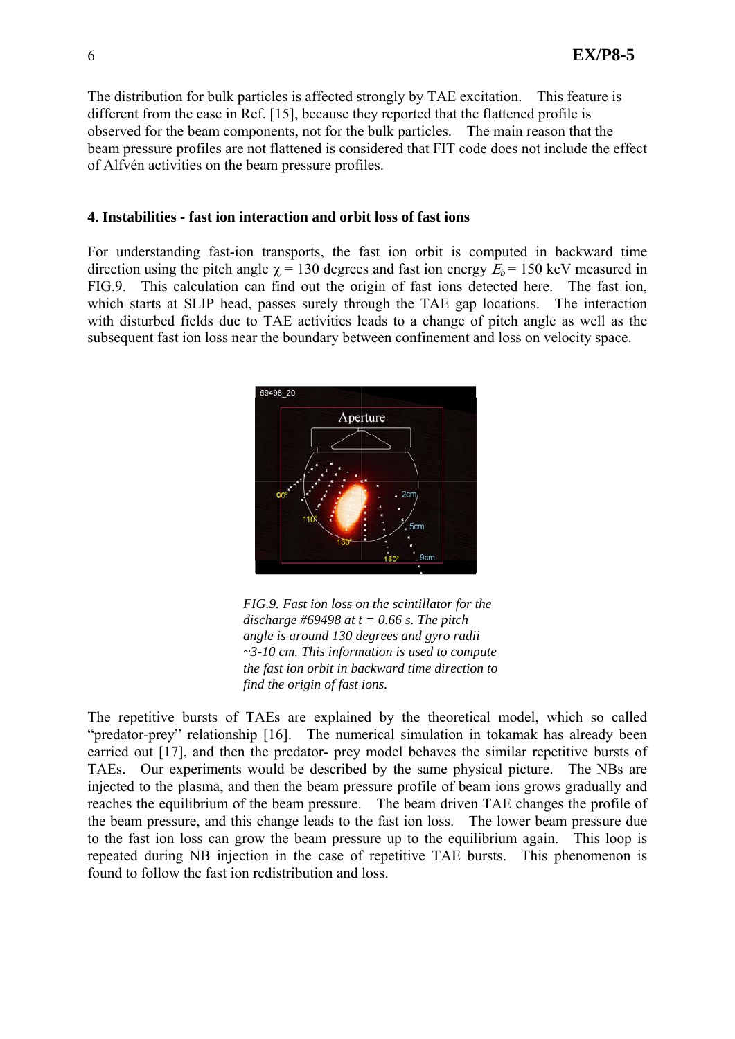The distribution for bulk particles is affected strongly by TAE excitation. This feature is different from the case in Ref. [15], because they reported that the flattened profile is observed for the beam components, not for the bulk particles. The main reason that the beam pressure profiles are not flattened is considered that FIT code does not include the effect of Alfvén activities on the beam pressure profiles.

### 4. Instabilities - fast ion interaction and orbit loss of fast ions

For understanding fast-ion transports, the fast ion orbit is computed in backward time direction using the pitch angle $\chi$ = 130 degrees and fast ion energy $E_b$ = 150 keV measured in FIG.9. This calculation can find out the origin of fast ions detected here. The fast ion, which starts at SLIP head, passes surely through the TAE gap locations. The interaction with disturbed fields due to TAE activities leads to a change of pitch angle as well as the subsequent fast ion loss near the boundary between confinement and loss on velocity space.

*FIG.9. Fast ion loss on the scintillator for the discharge #69498 at t = 0.66 s. The pitch angle is around 130 degrees and gyro radii ~3-10 cm. This information is used to compute the fast ion orbit in backward time direction to find the origin of fast ions.*

The repetitive bursts of TAEs are explained by the theoretical model, which so called "predator-prey" relationship [16]. The numerical simulation in tokamak has already been carried out [17], and then the predator- prey model behaves the similar repetitive bursts of TAEs. Our experiments would be described by the same physical picture. The NBs are injected to the plasma, and then the beam pressure profile of beam ions grows gradually and reaches the equilibrium of the beam pressure. The beam driven TAE changes the profile of the beam pressure, and this change leads to the fast ion loss. The lower beam pressure due to the fast ion loss can grow the beam pressure up to the equilibrium again. This loop is repeated during NB injection in the case of repetitive TAE bursts. This phenomenon is found to follow the fast ion redistribution and loss.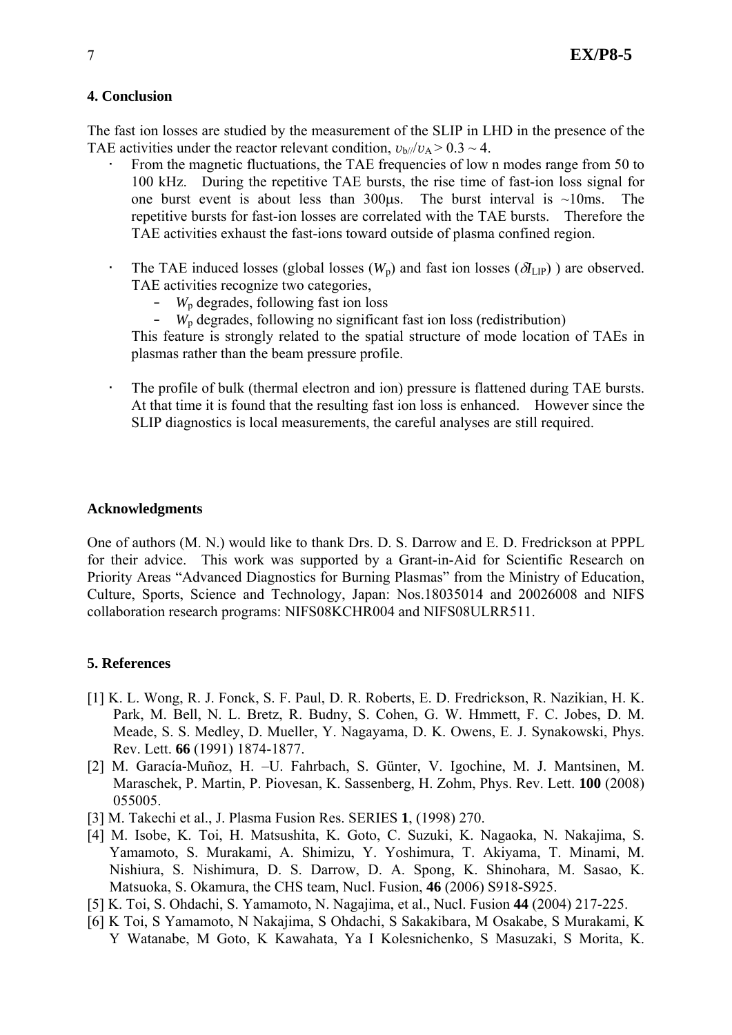## 4. Conclusion

The fast ion losses are studied by the measurement of the SLIP in LHD in the presence of the TAE activities under the reactor relevant condition, $\upsilon_{b//}/\upsilon_A > 0.3 \sim 4$.

- From the magnetic fluctuations, the TAE frequencies of low n modes range from 50 to 100 kHz. During the repetitive TAE bursts, the rise time of fast-ion loss signal for one burst event is about less than 300μs. The burst interval is ~10ms. The repetitive bursts for fast-ion losses are correlated with the TAE bursts. Therefore the TAE activities exhaust the fast-ions toward outside of plasma confined region.

- The TAE induced losses (global losses ($W_p$) and fast ion losses ($\delta I_{LIP}$) ) are observed. TAE activities recognize two categories,
  - $W_p$ degrades, following fast ion loss
  - $W_p$ degrades, following no significant fast ion loss (redistribution)

  This feature is strongly related to the spatial structure of mode location of TAEs in plasmas rather than the beam pressure profile.

- The profile of bulk (thermal electron and ion) pressure is flattened during TAE bursts. At that time it is found that the resulting fast ion loss is enhanced. However since the SLIP diagnostics is local measurements, the careful analyses are still required.

### Acknowledgments

One of authors (M. N.) would like to thank Drs. D. S. Darrow and E. D. Fredrickson at PPPL for their advice. This work was supported by a Grant-in-Aid for Scientific Research on Priority Areas "Advanced Diagnostics for Burning Plasmas" from the Ministry of Education, Culture, Sports, Science and Technology, Japan: Nos.18035014 and 20026008 and NIFS collaboration research programs: NIFS08KCHR004 and NIFS08ULRR511.

## 5. References

[1] K. L. Wong, R. J. Fonck, S. F. Paul, D. R. Roberts, E. D. Fredrickson, R. Nazikian, H. K. Park, M. Bell, N. L. Bretz, R. Budny, S. Cohen, G. W. Hmmett, F. C. Jobes, D. M. Meade, S. S. Medley, D. Mueller, Y. Nagayama, D. K. Owens, E. J. Synakowski, Phys. Rev. Lett. **66** (1991) 1874-1877.

[2] M. Garacía-Muñoz, H. –U. Fahrbach, S. Günter, V. Igochine, M. J. Mantsinen, M. Maraschek, P. Martin, P. Piovesan, K. Sassenberg, H. Zohm, Phys. Rev. Lett. **100** (2008) 055005.

[3] M. Takechi et al., J. Plasma Fusion Res. SERIES **1**, (1998) 270.

[4] M. Isobe, K. Toi, H. Matsushita, K. Goto, C. Suzuki, K. Nagaoka, N. Nakajima, S. Yamamoto, S. Murakami, A. Shimizu, Y. Yoshimura, T. Akiyama, T. Minami, M. Nishiura, S. Nishimura, D. S. Darrow, D. A. Spong, K. Shinohara, M. Sasao, K. Matsuoka, S. Okamura, the CHS team, Nucl. Fusion, **46** (2006) S918-S925.

[5] K. Toi, S. Ohdachi, S. Yamamoto, N. Nagajima, et al., Nucl. Fusion **44** (2004) 217-225.

[6] K Toi, S Yamamoto, N Nakajima, S Ohdachi, S Sakakibara, M Osakabe, S Murakami, K Y Watanabe, M Goto, K Kawahata, Ya I Kolesnichenko, S Masuzaki, S Morita, K.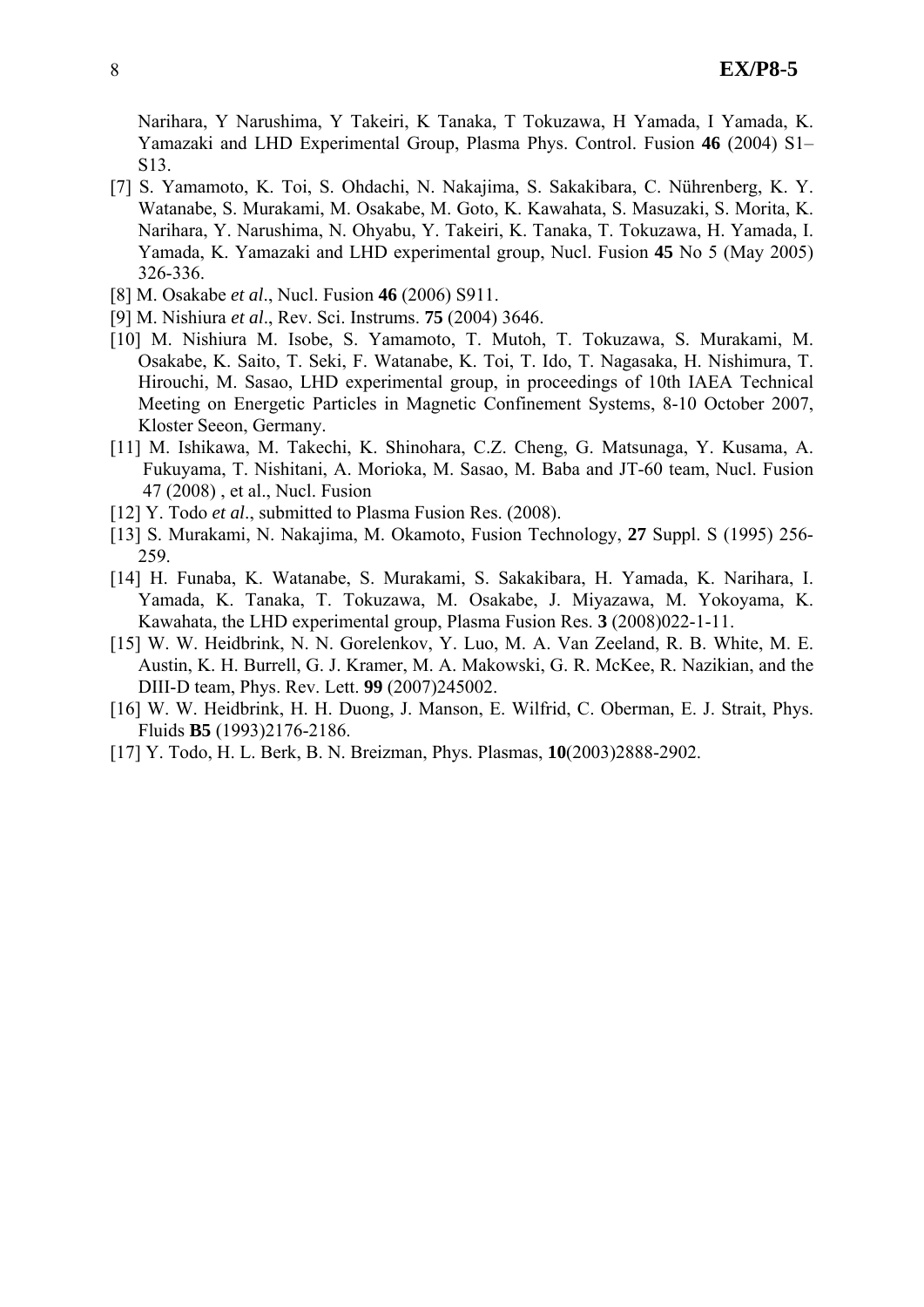Narihara, Y Narushima, Y Takeiri, K Tanaka, T Tokuzawa, H Yamada, I Yamada, K. Yamazaki and LHD Experimental Group, Plasma Phys. Control. Fusion **46** (2004) S1–S13.

[7] S. Yamamoto, K. Toi, S. Ohdachi, N. Nakajima, S. Sakakibara, C. Nührenberg, K. Y. Watanabe, S. Murakami, M. Osakabe, M. Goto, K. Kawahata, S. Masuzaki, S. Morita, K. Narihara, Y. Narushima, N. Ohyabu, Y. Takeiri, K. Tanaka, T. Tokuzawa, H. Yamada, I. Yamada, K. Yamazaki and LHD experimental group, Nucl. Fusion **45** No 5 (May 2005) 326-336.

[8] M. Osakabe *et al*., Nucl. Fusion **46** (2006) S911.

[9] M. Nishiura *et al*., Rev. Sci. Instrums. **75** (2004) 3646.

[10] M. Nishiura M. Isobe, S. Yamamoto, T. Mutoh, T. Tokuzawa, S. Murakami, M. Osakabe, K. Saito, T. Seki, F. Watanabe, K. Toi, T. Ido, T. Nagasaka, H. Nishimura, T. Hirouchi, M. Sasao, LHD experimental group, in proceedings of 10th IAEA Technical Meeting on Energetic Particles in Magnetic Confinement Systems, 8-10 October 2007, Kloster Seeon, Germany.

[11] M. Ishikawa, M. Takechi, K. Shinohara, C.Z. Cheng, G. Matsunaga, Y. Kusama, A. Fukuyama, T. Nishitani, A. Morioka, M. Sasao, M. Baba and JT-60 team, Nucl. Fusion 47 (2008) , et al., Nucl. Fusion

[12] Y. Todo *et al*., submitted to Plasma Fusion Res. (2008).

[13] S. Murakami, N. Nakajima, M. Okamoto, Fusion Technology, **27** Suppl. S (1995) 256-259.

[14] H. Funaba, K. Watanabe, S. Murakami, S. Sakakibara, H. Yamada, K. Narihara, I. Yamada, K. Tanaka, T. Tokuzawa, M. Osakabe, J. Miyazawa, M. Yokoyama, K. Kawahata, the LHD experimental group, Plasma Fusion Res. **3** (2008)022-1-11.

[15] W. W. Heidbrink, N. N. Gorelenkov, Y. Luo, M. A. Van Zeeland, R. B. White, M. E. Austin, K. H. Burrell, G. J. Kramer, M. A. Makowski, G. R. McKee, R. Nazikian, and the DIII-D team, Phys. Rev. Lett. **99** (2007)245002.

[16] W. W. Heidbrink, H. H. Duong, J. Manson, E. Wilfrid, C. Oberman, E. J. Strait, Phys. Fluids **B5** (1993)2176-2186.

[17] Y. Todo, H. L. Berk, B. N. Breizman, Phys. Plasmas, **10**(2003)2888-2902.